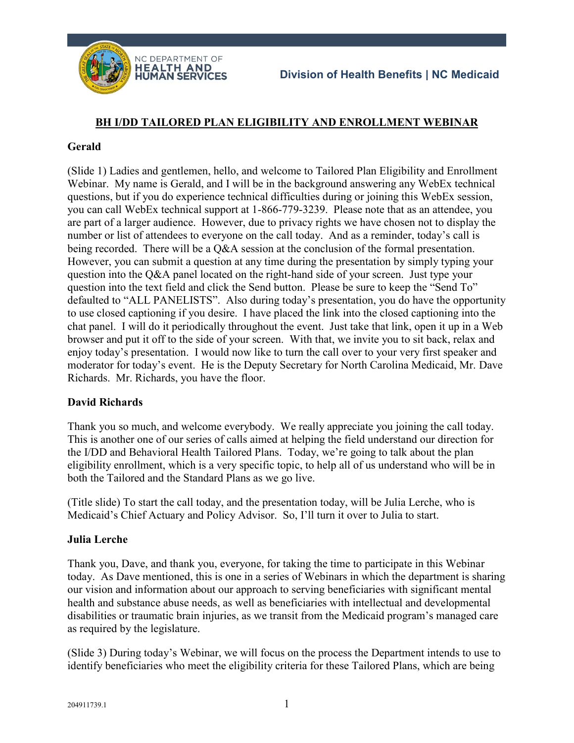# BH I/DD TAILORED PLAN ELIGIBILITY AND ENROLLMENT WEBINAR

**Gerald**

(Slide 1) Ladies and gentlemen, hello, and welcome to Tailored Plan Eligibility and Enrollment Webinar. My name is Gerald, and I will be in the background answering any WebEx technical questions, but if you do experience technical difficulties during or joining this WebEx session, you can call WebEx technical support at 1-866-779-3239. Please note that as an attendee, you are part of a larger audience. However, due to privacy rights we have chosen not to display the number or list of attendees to everyone on the call today. And as a reminder, today's call is being recorded. There will be a Q&A session at the conclusion of the formal presentation. However, you can submit a question at any time during the presentation by simply typing your question into the Q&A panel located on the right-hand side of your screen. Just type your question into the text field and click the Send button. Please be sure to keep the "Send To" defaulted to "ALL PANELISTS". Also during today's presentation, you do have the opportunity to use closed captioning if you desire. I have placed the link into the closed captioning into the chat panel. I will do it periodically throughout the event. Just take that link, open it up in a Web browser and put it off to the side of your screen. With that, we invite you to sit back, relax and enjoy today's presentation. I would now like to turn the call over to your very first speaker and moderator for today's event. He is the Deputy Secretary for North Carolina Medicaid, Mr. Dave Richards. Mr. Richards, you have the floor.

**David Richards**

Thank you so much, and welcome everybody. We really appreciate you joining the call today. This is another one of our series of calls aimed at helping the field understand our direction for the I/DD and Behavioral Health Tailored Plans. Today, we're going to talk about the plan eligibility enrollment, which is a very specific topic, to help all of us understand who will be in both the Tailored and the Standard Plans as we go live.

(Title slide) To start the call today, and the presentation today, will be Julia Lerche, who is Medicaid's Chief Actuary and Policy Advisor. So, I'll turn it over to Julia to start.

**Julia Lerche**

Thank you, Dave, and thank you, everyone, for taking the time to participate in this Webinar today. As Dave mentioned, this is one in a series of Webinars in which the department is sharing our vision and information about our approach to serving beneficiaries with significant mental health and substance abuse needs, as well as beneficiaries with intellectual and developmental disabilities or traumatic brain injuries, as we transit from the Medicaid program's managed care as required by the legislature.

(Slide 3) During today's Webinar, we will focus on the process the Department intends to use to identify beneficiaries who meet the eligibility criteria for these Tailored Plans, which are being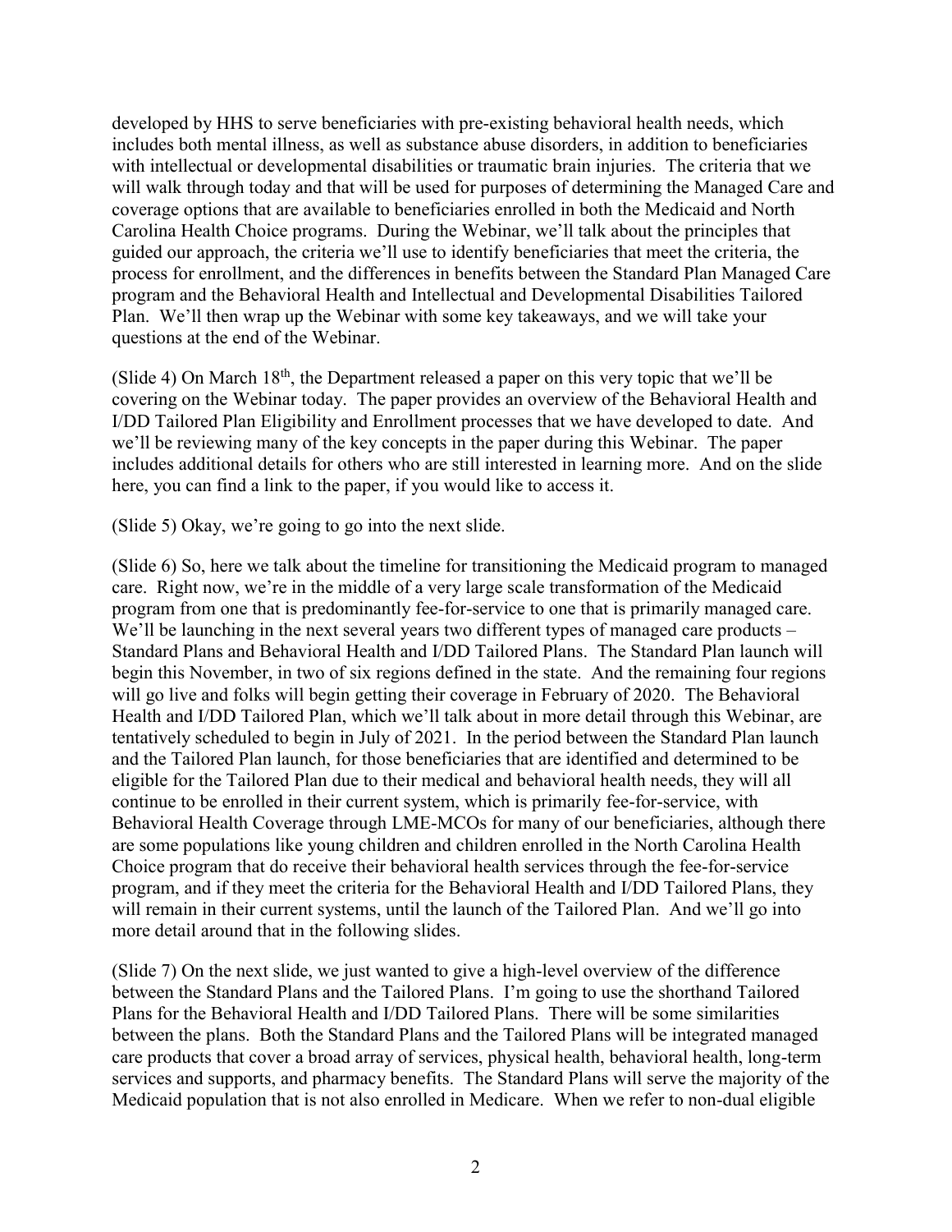developed by HHS to serve beneficiaries with pre-existing behavioral health needs, which includes both mental illness, as well as substance abuse disorders, in addition to beneficiaries with intellectual or developmental disabilities or traumatic brain injuries. The criteria that we will walk through today and that will be used for purposes of determining the Managed Care and coverage options that are available to beneficiaries enrolled in both the Medicaid and North Carolina Health Choice programs. During the Webinar, we'll talk about the principles that guided our approach, the criteria we'll use to identify beneficiaries that meet the criteria, the process for enrollment, and the differences in benefits between the Standard Plan Managed Care program and the Behavioral Health and Intellectual and Developmental Disabilities Tailored Plan. We'll then wrap up the Webinar with some key takeaways, and we will take your questions at the end of the Webinar.

(Slide 4) On March 18th, the Department released a paper on this very topic that we'll be covering on the Webinar today. The paper provides an overview of the Behavioral Health and I/DD Tailored Plan Eligibility and Enrollment processes that we have developed to date. And we'll be reviewing many of the key concepts in the paper during this Webinar. The paper includes additional details for others who are still interested in learning more. And on the slide here, you can find a link to the paper, if you would like to access it.

(Slide 5) Okay, we're going to go into the next slide.

(Slide 6) So, here we talk about the timeline for transitioning the Medicaid program to managed care. Right now, we're in the middle of a very large scale transformation of the Medicaid program from one that is predominantly fee-for-service to one that is primarily managed care. We'll be launching in the next several years two different types of managed care products – Standard Plans and Behavioral Health and I/DD Tailored Plans. The Standard Plan launch will begin this November, in two of six regions defined in the state. And the remaining four regions will go live and folks will begin getting their coverage in February of 2020. The Behavioral Health and I/DD Tailored Plan, which we'll talk about in more detail through this Webinar, are tentatively scheduled to begin in July of 2021. In the period between the Standard Plan launch and the Tailored Plan launch, for those beneficiaries that are identified and determined to be eligible for the Tailored Plan due to their medical and behavioral health needs, they will all continue to be enrolled in their current system, which is primarily fee-for-service, with Behavioral Health Coverage through LME-MCOs for many of our beneficiaries, although there are some populations like young children and children enrolled in the North Carolina Health Choice program that do receive their behavioral health services through the fee-for-service program, and if they meet the criteria for the Behavioral Health and I/DD Tailored Plans, they will remain in their current systems, until the launch of the Tailored Plan. And we'll go into more detail around that in the following slides.

(Slide 7) On the next slide, we just wanted to give a high-level overview of the difference between the Standard Plans and the Tailored Plans. I'm going to use the shorthand Tailored Plans for the Behavioral Health and I/DD Tailored Plans. There will be some similarities between the plans. Both the Standard Plans and the Tailored Plans will be integrated managed care products that cover a broad array of services, physical health, behavioral health, long-term services and supports, and pharmacy benefits. The Standard Plans will serve the majority of the Medicaid population that is not also enrolled in Medicare. When we refer to non-dual eligible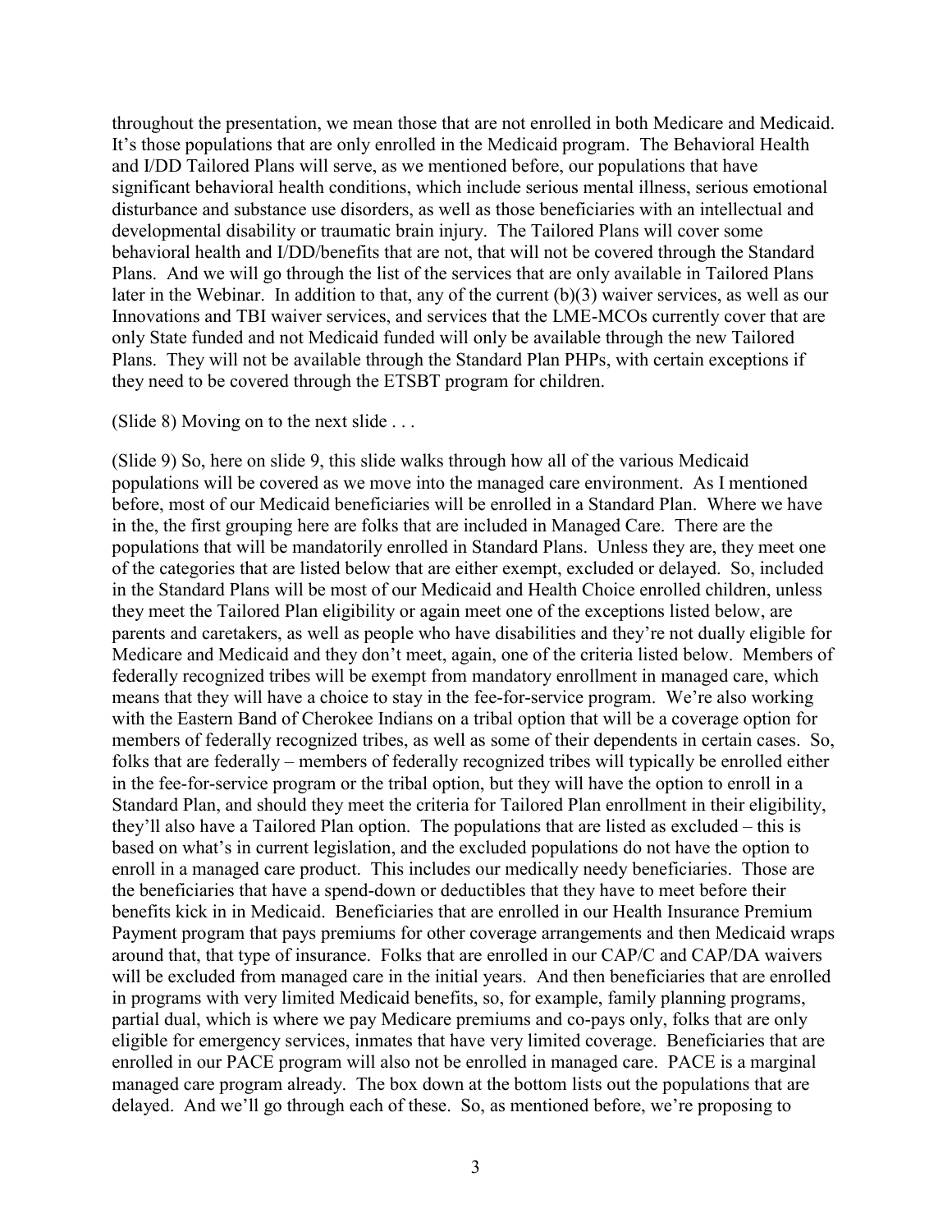throughout the presentation, we mean those that are not enrolled in both Medicare and Medicaid. It's those populations that are only enrolled in the Medicaid program. The Behavioral Health and I/DD Tailored Plans will serve, as we mentioned before, our populations that have significant behavioral health conditions, which include serious mental illness, serious emotional disturbance and substance use disorders, as well as those beneficiaries with an intellectual and developmental disability or traumatic brain injury. The Tailored Plans will cover some behavioral health and I/DD/benefits that are not, that will not be covered through the Standard Plans. And we will go through the list of the services that are only available in Tailored Plans later in the Webinar. In addition to that, any of the current (b)(3) waiver services, as well as our Innovations and TBI waiver services, and services that the LME-MCOs currently cover that are only State funded and not Medicaid funded will only be available through the new Tailored Plans. They will not be available through the Standard Plan PHPs, with certain exceptions if they need to be covered through the ETSBT program for children.

(Slide 8) Moving on to the next slide . . .

(Slide 9) So, here on slide 9, this slide walks through how all of the various Medicaid populations will be covered as we move into the managed care environment. As I mentioned before, most of our Medicaid beneficiaries will be enrolled in a Standard Plan. Where we have in the, the first grouping here are folks that are included in Managed Care. There are the populations that will be mandatorily enrolled in Standard Plans. Unless they are, they meet one of the categories that are listed below that are either exempt, excluded or delayed. So, included in the Standard Plans will be most of our Medicaid and Health Choice enrolled children, unless they meet the Tailored Plan eligibility or again meet one of the exceptions listed below, are parents and caretakers, as well as people who have disabilities and they're not dually eligible for Medicare and Medicaid and they don't meet, again, one of the criteria listed below. Members of federally recognized tribes will be exempt from mandatory enrollment in managed care, which means that they will have a choice to stay in the fee-for-service program. We're also working with the Eastern Band of Cherokee Indians on a tribal option that will be a coverage option for members of federally recognized tribes, as well as some of their dependents in certain cases. So, folks that are federally – members of federally recognized tribes will typically be enrolled either in the fee-for-service program or the tribal option, but they will have the option to enroll in a Standard Plan, and should they meet the criteria for Tailored Plan enrollment in their eligibility, they'll also have a Tailored Plan option. The populations that are listed as excluded – this is based on what's in current legislation, and the excluded populations do not have the option to enroll in a managed care product. This includes our medically needy beneficiaries. Those are the beneficiaries that have a spend-down or deductibles that they have to meet before their benefits kick in in Medicaid. Beneficiaries that are enrolled in our Health Insurance Premium Payment program that pays premiums for other coverage arrangements and then Medicaid wraps around that, that type of insurance. Folks that are enrolled in our CAP/C and CAP/DA waivers will be excluded from managed care in the initial years. And then beneficiaries that are enrolled in programs with very limited Medicaid benefits, so, for example, family planning programs, partial dual, which is where we pay Medicare premiums and co-pays only, folks that are only eligible for emergency services, inmates that have very limited coverage. Beneficiaries that are enrolled in our PACE program will also not be enrolled in managed care. PACE is a marginal managed care program already. The box down at the bottom lists out the populations that are delayed. And we'll go through each of these. So, as mentioned before, we're proposing to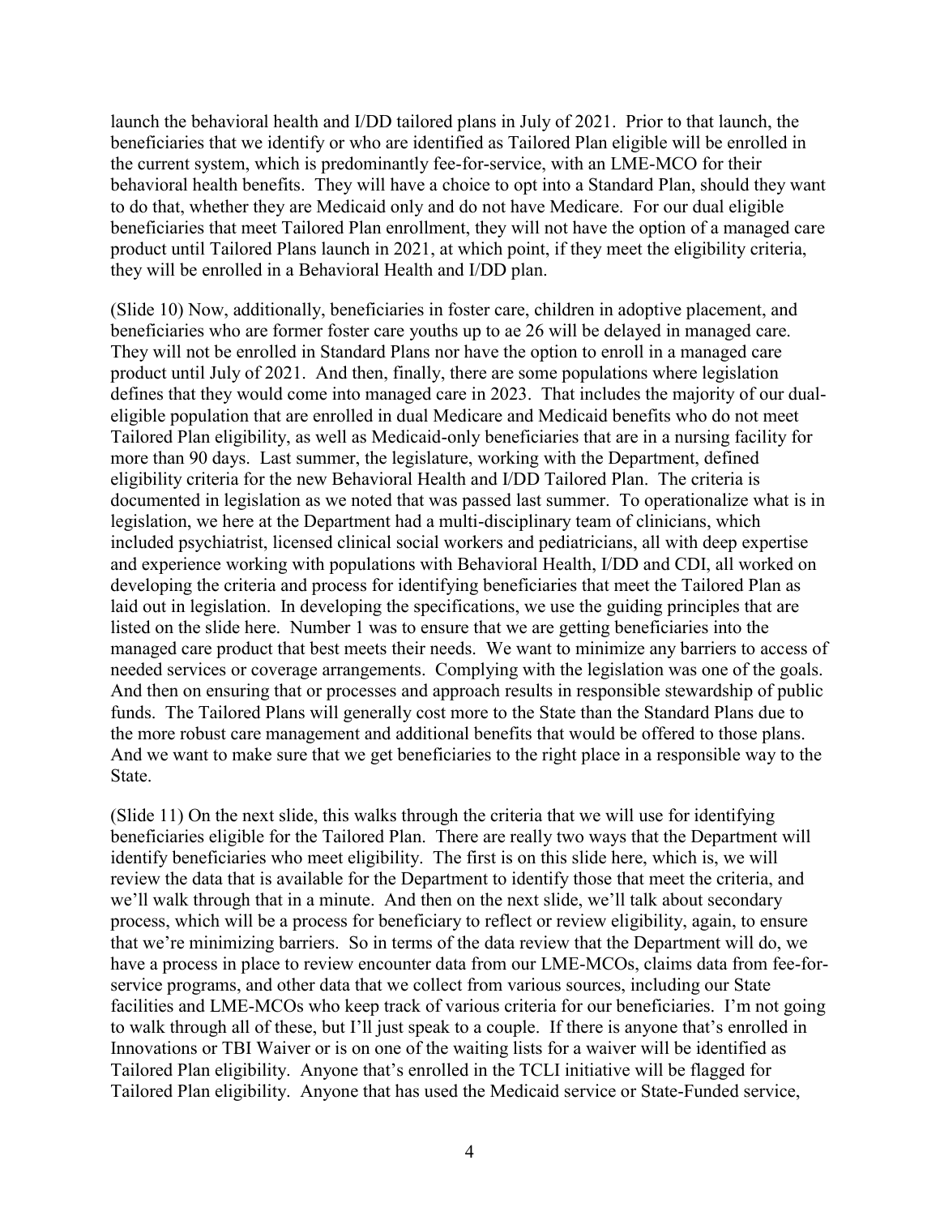launch the behavioral health and I/DD tailored plans in July of 2021. Prior to that launch, the beneficiaries that we identify or who are identified as Tailored Plan eligible will be enrolled in the current system, which is predominantly fee-for-service, with an LME-MCO for their behavioral health benefits. They will have a choice to opt into a Standard Plan, should they want to do that, whether they are Medicaid only and do not have Medicare. For our dual eligible beneficiaries that meet Tailored Plan enrollment, they will not have the option of a managed care product until Tailored Plans launch in 2021, at which point, if they meet the eligibility criteria, they will be enrolled in a Behavioral Health and I/DD plan.

(Slide 10) Now, additionally, beneficiaries in foster care, children in adoptive placement, and beneficiaries who are former foster care youths up to ae 26 will be delayed in managed care. They will not be enrolled in Standard Plans nor have the option to enroll in a managed care product until July of 2021. And then, finally, there are some populations where legislation defines that they would come into managed care in 2023. That includes the majority of our dual-eligible population that are enrolled in dual Medicare and Medicaid benefits who do not meet Tailored Plan eligibility, as well as Medicaid-only beneficiaries that are in a nursing facility for more than 90 days. Last summer, the legislature, working with the Department, defined eligibility criteria for the new Behavioral Health and I/DD Tailored Plan. The criteria is documented in legislation as we noted that was passed last summer. To operationalize what is in legislation, we here at the Department had a multi-disciplinary team of clinicians, which included psychiatrist, licensed clinical social workers and pediatricians, all with deep expertise and experience working with populations with Behavioral Health, I/DD and CDI, all worked on developing the criteria and process for identifying beneficiaries that meet the Tailored Plan as laid out in legislation. In developing the specifications, we use the guiding principles that are listed on the slide here. Number 1 was to ensure that we are getting beneficiaries into the managed care product that best meets their needs. We want to minimize any barriers to access of needed services or coverage arrangements. Complying with the legislation was one of the goals. And then on ensuring that or processes and approach results in responsible stewardship of public funds. The Tailored Plans will generally cost more to the State than the Standard Plans due to the more robust care management and additional benefits that would be offered to those plans. And we want to make sure that we get beneficiaries to the right place in a responsible way to the State.

(Slide 11) On the next slide, this walks through the criteria that we will use for identifying beneficiaries eligible for the Tailored Plan. There are really two ways that the Department will identify beneficiaries who meet eligibility. The first is on this slide here, which is, we will review the data that is available for the Department to identify those that meet the criteria, and we'll walk through that in a minute. And then on the next slide, we'll talk about secondary process, which will be a process for beneficiary to reflect or review eligibility, again, to ensure that we're minimizing barriers. So in terms of the data review that the Department will do, we have a process in place to review encounter data from our LME-MCOs, claims data from fee-for-service programs, and other data that we collect from various sources, including our State facilities and LME-MCOs who keep track of various criteria for our beneficiaries. I'm not going to walk through all of these, but I'll just speak to a couple. If there is anyone that's enrolled in Innovations or TBI Waiver or is on one of the waiting lists for a waiver will be identified as Tailored Plan eligibility. Anyone that's enrolled in the TCLI initiative will be flagged for Tailored Plan eligibility. Anyone that has used the Medicaid service or State-Funded service,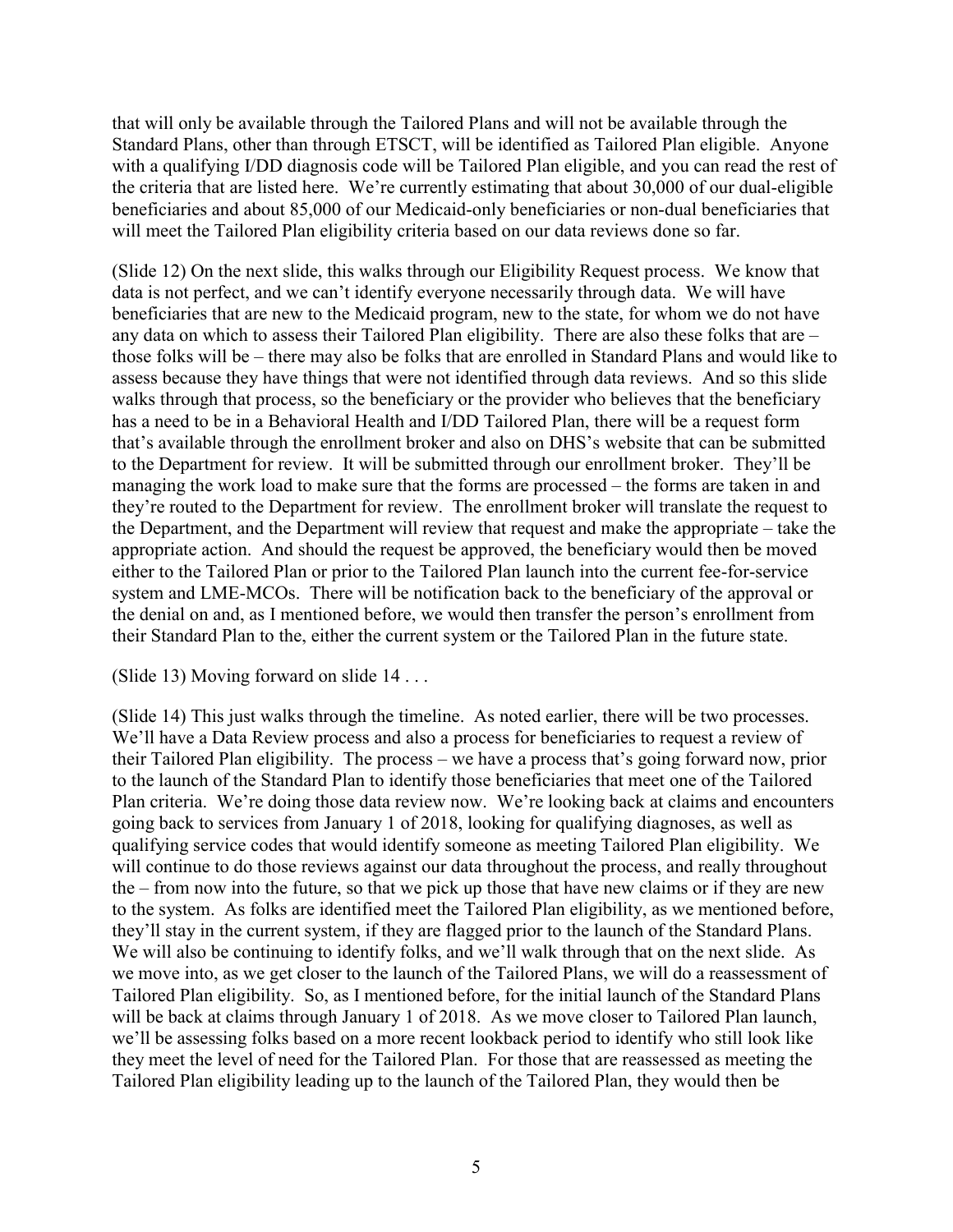that will only be available through the Tailored Plans and will not be available through the Standard Plans, other than through ETSCT, will be identified as Tailored Plan eligible. Anyone with a qualifying I/DD diagnosis code will be Tailored Plan eligible, and you can read the rest of the criteria that are listed here. We're currently estimating that about 30,000 of our dual-eligible beneficiaries and about 85,000 of our Medicaid-only beneficiaries or non-dual beneficiaries that will meet the Tailored Plan eligibility criteria based on our data reviews done so far.

(Slide 12) On the next slide, this walks through our Eligibility Request process. We know that data is not perfect, and we can't identify everyone necessarily through data. We will have beneficiaries that are new to the Medicaid program, new to the state, for whom we do not have any data on which to assess their Tailored Plan eligibility. There are also these folks that are – those folks will be – there may also be folks that are enrolled in Standard Plans and would like to assess because they have things that were not identified through data reviews. And so this slide walks through that process, so the beneficiary or the provider who believes that the beneficiary has a need to be in a Behavioral Health and I/DD Tailored Plan, there will be a request form that's available through the enrollment broker and also on DHS's website that can be submitted to the Department for review. It will be submitted through our enrollment broker. They'll be managing the work load to make sure that the forms are processed – the forms are taken in and they're routed to the Department for review. The enrollment broker will translate the request to the Department, and the Department will review that request and make the appropriate – take the appropriate action. And should the request be approved, the beneficiary would then be moved either to the Tailored Plan or prior to the Tailored Plan launch into the current fee-for-service system and LME-MCOs. There will be notification back to the beneficiary of the approval or the denial on and, as I mentioned before, we would then transfer the person's enrollment from their Standard Plan to the, either the current system or the Tailored Plan in the future state.

(Slide 13) Moving forward on slide 14 . . .

(Slide 14) This just walks through the timeline. As noted earlier, there will be two processes. We'll have a Data Review process and also a process for beneficiaries to request a review of their Tailored Plan eligibility. The process – we have a process that's going forward now, prior to the launch of the Standard Plan to identify those beneficiaries that meet one of the Tailored Plan criteria. We're doing those data review now. We're looking back at claims and encounters going back to services from January 1 of 2018, looking for qualifying diagnoses, as well as qualifying service codes that would identify someone as meeting Tailored Plan eligibility. We will continue to do those reviews against our data throughout the process, and really throughout the – from now into the future, so that we pick up those that have new claims or if they are new to the system. As folks are identified meet the Tailored Plan eligibility, as we mentioned before, they'll stay in the current system, if they are flagged prior to the launch of the Standard Plans. We will also be continuing to identify folks, and we'll walk through that on the next slide. As we move into, as we get closer to the launch of the Tailored Plans, we will do a reassessment of Tailored Plan eligibility. So, as I mentioned before, for the initial launch of the Standard Plans will be back at claims through January 1 of 2018. As we move closer to Tailored Plan launch, we'll be assessing folks based on a more recent lookback period to identify who still look like they meet the level of need for the Tailored Plan. For those that are reassessed as meeting the Tailored Plan eligibility leading up to the launch of the Tailored Plan, they would then be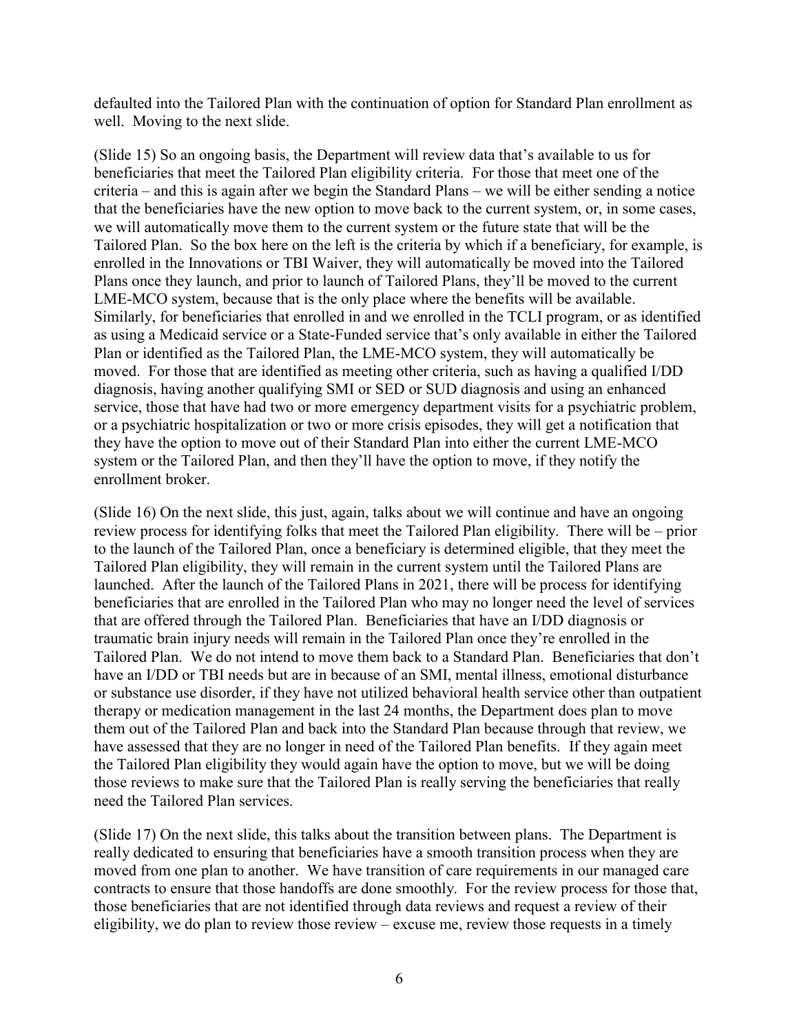defaulted into the Tailored Plan with the continuation of option for Standard Plan enrollment as well. Moving to the next slide.

(Slide 15) So an ongoing basis, the Department will review data that's available to us for beneficiaries that meet the Tailored Plan eligibility criteria. For those that meet one of the criteria – and this is again after we begin the Standard Plans – we will be either sending a notice that the beneficiaries have the new option to move back to the current system, or, in some cases, we will automatically move them to the current system or the future state that will be the Tailored Plan. So the box here on the left is the criteria by which if a beneficiary, for example, is enrolled in the Innovations or TBI Waiver, they will automatically be moved into the Tailored Plans once they launch, and prior to launch of Tailored Plans, they'll be moved to the current LME-MCO system, because that is the only place where the benefits will be available. Similarly, for beneficiaries that enrolled in and we enrolled in the TCLI program, or as identified as using a Medicaid service or a State-Funded service that's only available in either the Tailored Plan or identified as the Tailored Plan, the LME-MCO system, they will automatically be moved. For those that are identified as meeting other criteria, such as having a qualified I/DD diagnosis, having another qualifying SMI or SED or SUD diagnosis and using an enhanced service, those that have had two or more emergency department visits for a psychiatric problem, or a psychiatric hospitalization or two or more crisis episodes, they will get a notification that they have the option to move out of their Standard Plan into either the current LME-MCO system or the Tailored Plan, and then they'll have the option to move, if they notify the enrollment broker.

(Slide 16) On the next slide, this just, again, talks about we will continue and have an ongoing review process for identifying folks that meet the Tailored Plan eligibility. There will be – prior to the launch of the Tailored Plan, once a beneficiary is determined eligible, that they meet the Tailored Plan eligibility, they will remain in the current system until the Tailored Plans are launched. After the launch of the Tailored Plans in 2021, there will be process for identifying beneficiaries that are enrolled in the Tailored Plan who may no longer need the level of services that are offered through the Tailored Plan. Beneficiaries that have an I/DD diagnosis or traumatic brain injury needs will remain in the Tailored Plan once they're enrolled in the Tailored Plan. We do not intend to move them back to a Standard Plan. Beneficiaries that don't have an I/DD or TBI needs but are in because of an SMI, mental illness, emotional disturbance or substance use disorder, if they have not utilized behavioral health service other than outpatient therapy or medication management in the last 24 months, the Department does plan to move them out of the Tailored Plan and back into the Standard Plan because through that review, we have assessed that they are no longer in need of the Tailored Plan benefits. If they again meet the Tailored Plan eligibility they would again have the option to move, but we will be doing those reviews to make sure that the Tailored Plan is really serving the beneficiaries that really need the Tailored Plan services.

(Slide 17) On the next slide, this talks about the transition between plans. The Department is really dedicated to ensuring that beneficiaries have a smooth transition process when they are moved from one plan to another. We have transition of care requirements in our managed care contracts to ensure that those handoffs are done smoothly. For the review process for those that, those beneficiaries that are not identified through data reviews and request a review of their eligibility, we do plan to review those review – excuse me, review those requests in a timely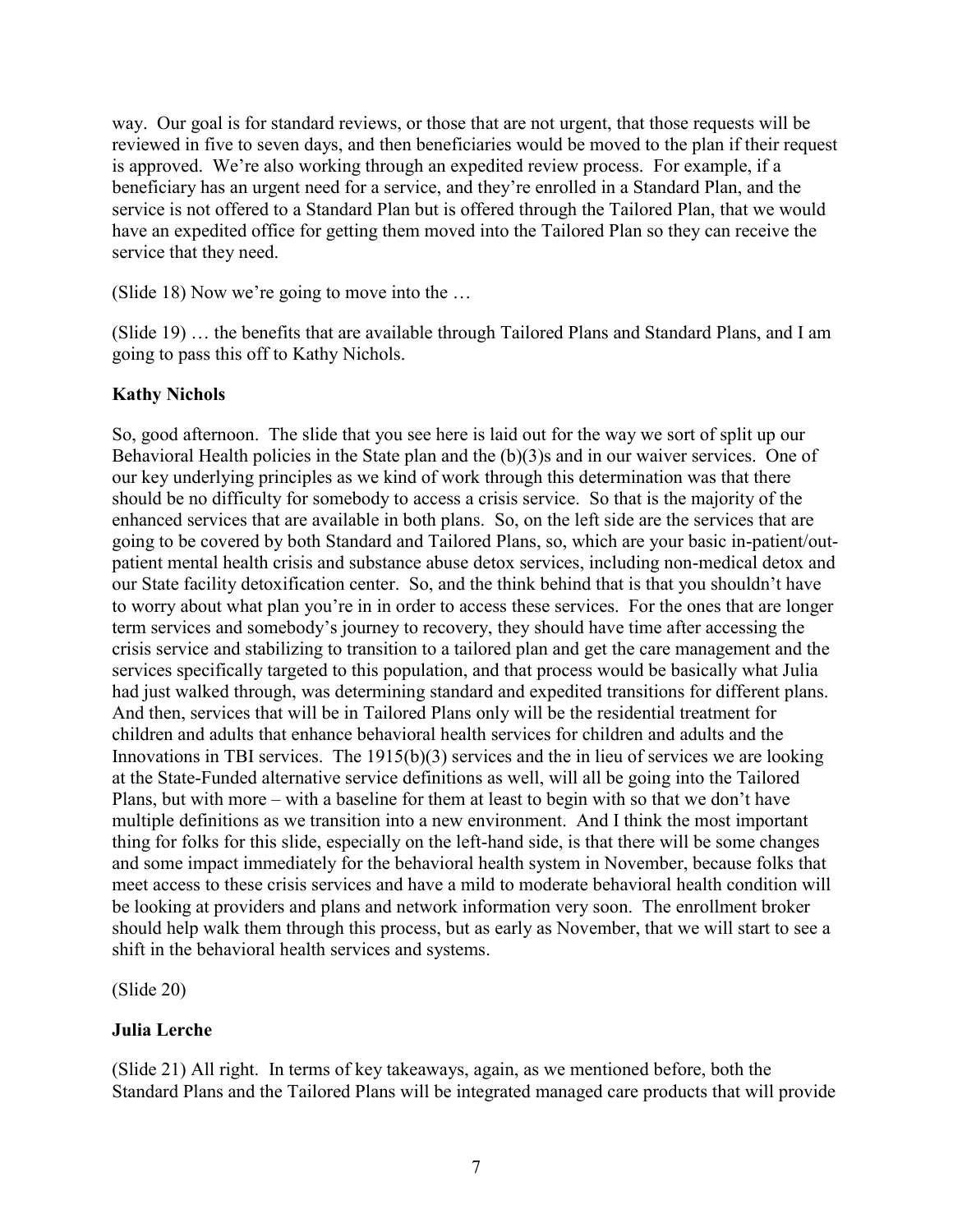way. Our goal is for standard reviews, or those that are not urgent, that those requests will be reviewed in five to seven days, and then beneficiaries would be moved to the plan if their request is approved. We're also working through an expedited review process. For example, if a beneficiary has an urgent need for a service, and they're enrolled in a Standard Plan, and the service is not offered to a Standard Plan but is offered through the Tailored Plan, that we would have an expedited office for getting them moved into the Tailored Plan so they can receive the service that they need.

(Slide 18) Now we're going to move into the …

(Slide 19) … the benefits that are available through Tailored Plans and Standard Plans, and I am going to pass this off to Kathy Nichols.

**Kathy Nichols**

So, good afternoon. The slide that you see here is laid out for the way we sort of split up our Behavioral Health policies in the State plan and the (b)(3)s and in our waiver services. One of our key underlying principles as we kind of work through this determination was that there should be no difficulty for somebody to access a crisis service. So that is the majority of the enhanced services that are available in both plans. So, on the left side are the services that are going to be covered by both Standard and Tailored Plans, so, which are your basic in-patient/out-patient mental health crisis and substance abuse detox services, including non-medical detox and our State facility detoxification center. So, and the think behind that is that you shouldn't have to worry about what plan you're in in order to access these services. For the ones that are longer term services and somebody's journey to recovery, they should have time after accessing the crisis service and stabilizing to transition to a tailored plan and get the care management and the services specifically targeted to this population, and that process would be basically what Julia had just walked through, was determining standard and expedited transitions for different plans. And then, services that will be in Tailored Plans only will be the residential treatment for children and adults that enhance behavioral health services for children and adults and the Innovations in TBI services. The 1915(b)(3) services and the in lieu of services we are looking at the State-Funded alternative service definitions as well, will all be going into the Tailored Plans, but with more – with a baseline for them at least to begin with so that we don't have multiple definitions as we transition into a new environment. And I think the most important thing for folks for this slide, especially on the left-hand side, is that there will be some changes and some impact immediately for the behavioral health system in November, because folks that meet access to these crisis services and have a mild to moderate behavioral health condition will be looking at providers and plans and network information very soon. The enrollment broker should help walk them through this process, but as early as November, that we will start to see a shift in the behavioral health services and systems.

(Slide 20)

**Julia Lerche**

(Slide 21) All right. In terms of key takeaways, again, as we mentioned before, both the Standard Plans and the Tailored Plans will be integrated managed care products that will provide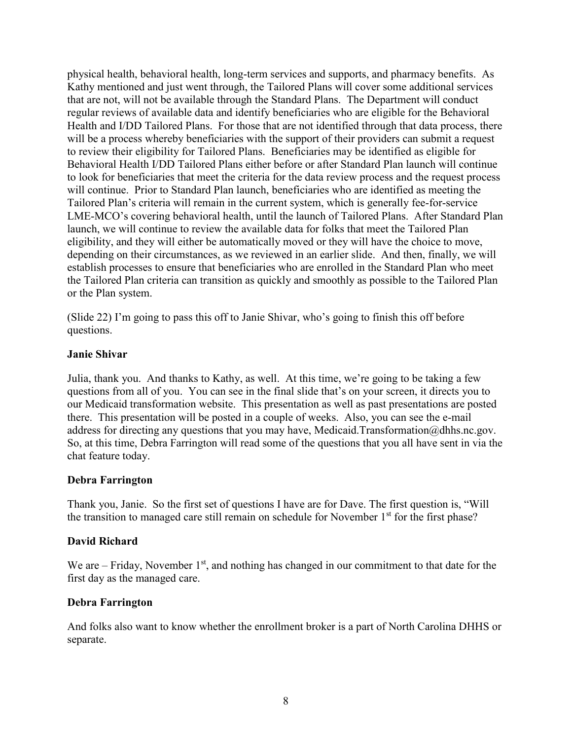physical health, behavioral health, long-term services and supports, and pharmacy benefits. As Kathy mentioned and just went through, the Tailored Plans will cover some additional services that are not, will not be available through the Standard Plans. The Department will conduct regular reviews of available data and identify beneficiaries who are eligible for the Behavioral Health and I/DD Tailored Plans. For those that are not identified through that data process, there will be a process whereby beneficiaries with the support of their providers can submit a request to review their eligibility for Tailored Plans. Beneficiaries may be identified as eligible for Behavioral Health I/DD Tailored Plans either before or after Standard Plan launch will continue to look for beneficiaries that meet the criteria for the data review process and the request process will continue. Prior to Standard Plan launch, beneficiaries who are identified as meeting the Tailored Plan's criteria will remain in the current system, which is generally fee-for-service LME-MCO's covering behavioral health, until the launch of Tailored Plans. After Standard Plan launch, we will continue to review the available data for folks that meet the Tailored Plan eligibility, and they will either be automatically moved or they will have the choice to move, depending on their circumstances, as we reviewed in an earlier slide. And then, finally, we will establish processes to ensure that beneficiaries who are enrolled in the Standard Plan who meet the Tailored Plan criteria can transition as quickly and smoothly as possible to the Tailored Plan or the Plan system.

(Slide 22) I'm going to pass this off to Janie Shivar, who's going to finish this off before questions.

**Janie Shivar**

Julia, thank you. And thanks to Kathy, as well. At this time, we're going to be taking a few questions from all of you. You can see in the final slide that's on your screen, it directs you to our Medicaid transformation website. This presentation as well as past presentations are posted there. This presentation will be posted in a couple of weeks. Also, you can see the e-mail address for directing any questions that you may have, Medicaid.Transformation@dhhs.nc.gov. So, at this time, Debra Farrington will read some of the questions that you all have sent in via the chat feature today.

**Debra Farrington**

Thank you, Janie. So the first set of questions I have are for Dave. The first question is, "Will the transition to managed care still remain on schedule for November 1st for the first phase?

**David Richard**

We are – Friday, November 1st, and nothing has changed in our commitment to that date for the first day as the managed care.

**Debra Farrington**

And folks also want to know whether the enrollment broker is a part of North Carolina DHHS or separate.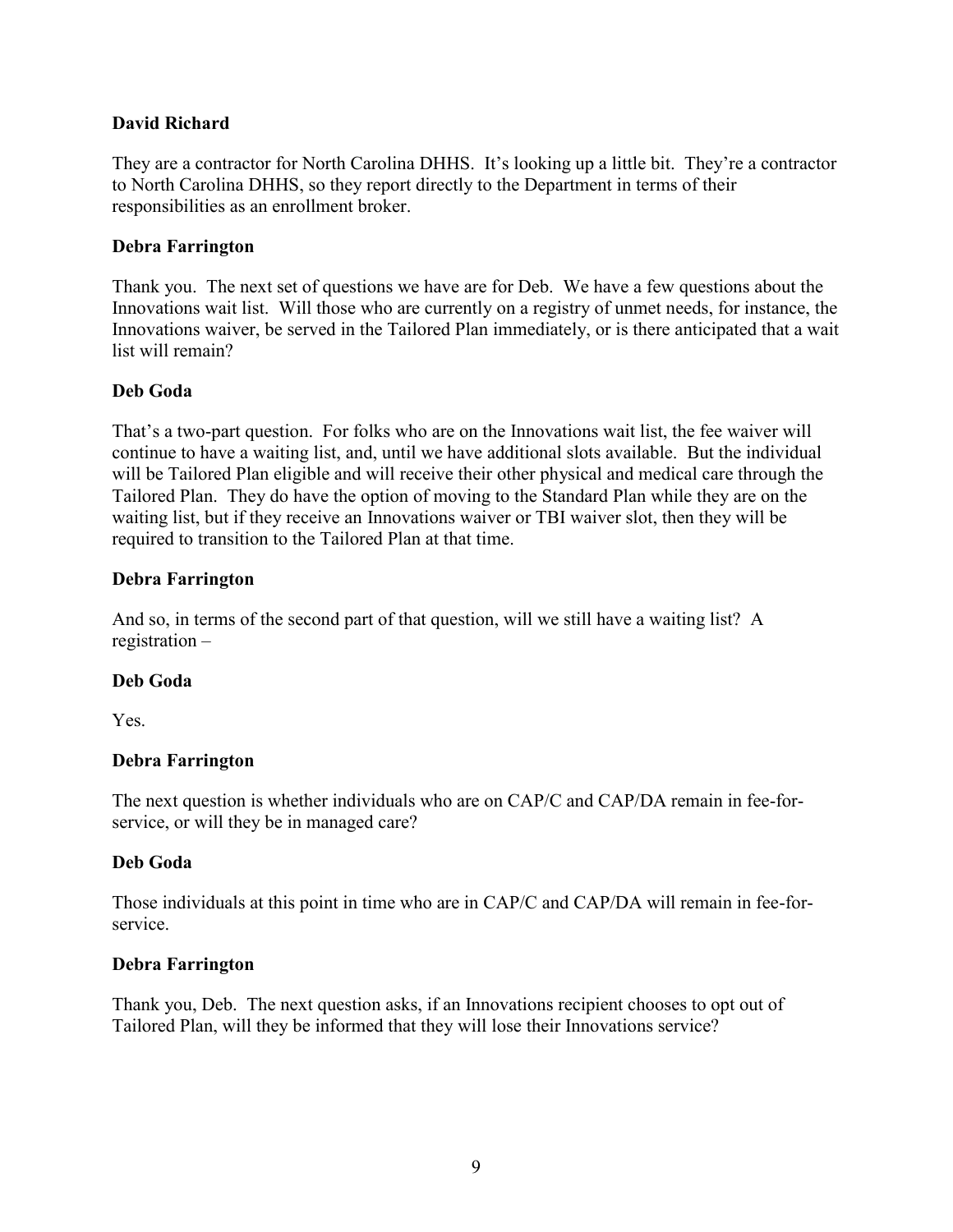**David Richard**

They are a contractor for North Carolina DHHS. It's looking up a little bit. They're a contractor to North Carolina DHHS, so they report directly to the Department in terms of their responsibilities as an enrollment broker.

**Debra Farrington**

Thank you. The next set of questions we have are for Deb. We have a few questions about the Innovations wait list. Will those who are currently on a registry of unmet needs, for instance, the Innovations waiver, be served in the Tailored Plan immediately, or is there anticipated that a wait list will remain?

**Deb Goda**

That's a two-part question. For folks who are on the Innovations wait list, the fee waiver will continue to have a waiting list, and, until we have additional slots available. But the individual will be Tailored Plan eligible and will receive their other physical and medical care through the Tailored Plan. They do have the option of moving to the Standard Plan while they are on the waiting list, but if they receive an Innovations waiver or TBI waiver slot, then they will be required to transition to the Tailored Plan at that time.

**Debra Farrington**

And so, in terms of the second part of that question, will we still have a waiting list? A registration –

**Deb Goda**

Yes.

**Debra Farrington**

The next question is whether individuals who are on CAP/C and CAP/DA remain in fee-for-service, or will they be in managed care?

**Deb Goda**

Those individuals at this point in time who are in CAP/C and CAP/DA will remain in fee-for-service.

**Debra Farrington**

Thank you, Deb. The next question asks, if an Innovations recipient chooses to opt out of Tailored Plan, will they be informed that they will lose their Innovations service?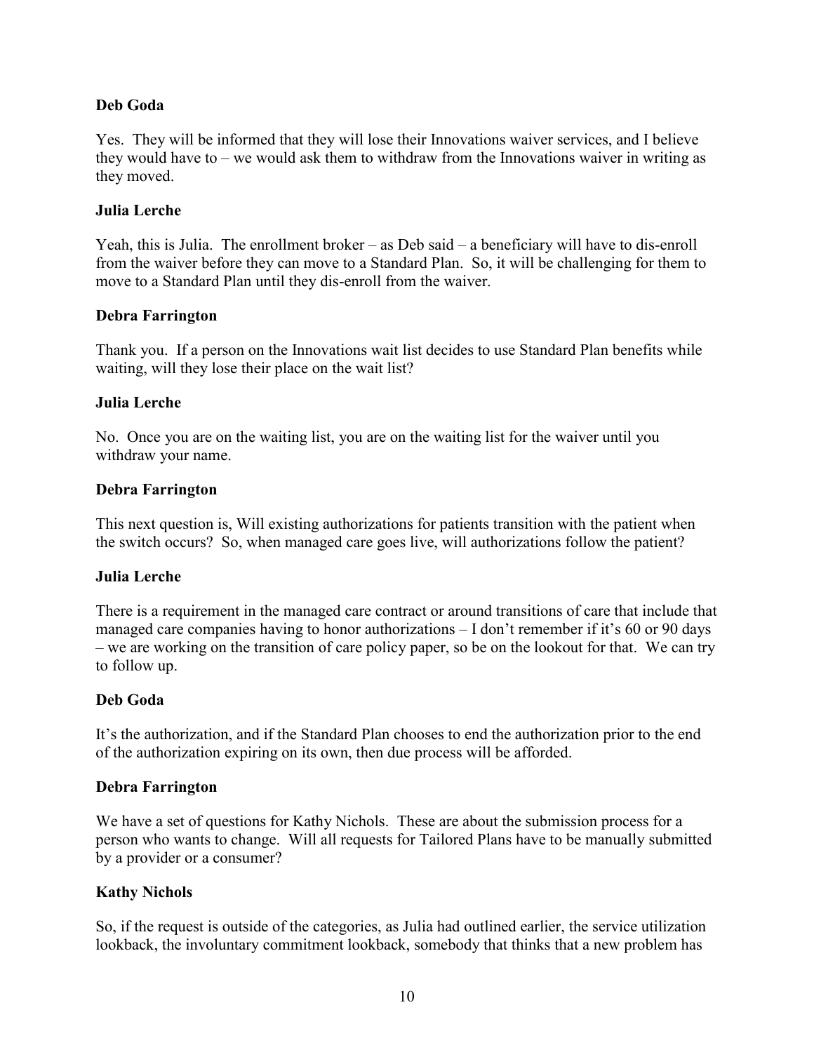**Deb Goda**

Yes. They will be informed that they will lose their Innovations waiver services, and I believe they would have to – we would ask them to withdraw from the Innovations waiver in writing as they moved.

**Julia Lerche**

Yeah, this is Julia. The enrollment broker – as Deb said – a beneficiary will have to dis-enroll from the waiver before they can move to a Standard Plan. So, it will be challenging for them to move to a Standard Plan until they dis-enroll from the waiver.

**Debra Farrington**

Thank you. If a person on the Innovations wait list decides to use Standard Plan benefits while waiting, will they lose their place on the wait list?

**Julia Lerche**

No. Once you are on the waiting list, you are on the waiting list for the waiver until you withdraw your name.

**Debra Farrington**

This next question is, Will existing authorizations for patients transition with the patient when the switch occurs? So, when managed care goes live, will authorizations follow the patient?

**Julia Lerche**

There is a requirement in the managed care contract or around transitions of care that include that managed care companies having to honor authorizations – I don't remember if it's 60 or 90 days – we are working on the transition of care policy paper, so be on the lookout for that. We can try to follow up.

**Deb Goda**

It's the authorization, and if the Standard Plan chooses to end the authorization prior to the end of the authorization expiring on its own, then due process will be afforded.

**Debra Farrington**

We have a set of questions for Kathy Nichols. These are about the submission process for a person who wants to change. Will all requests for Tailored Plans have to be manually submitted by a provider or a consumer?

**Kathy Nichols**

So, if the request is outside of the categories, as Julia had outlined earlier, the service utilization lookback, the involuntary commitment lookback, somebody that thinks that a new problem has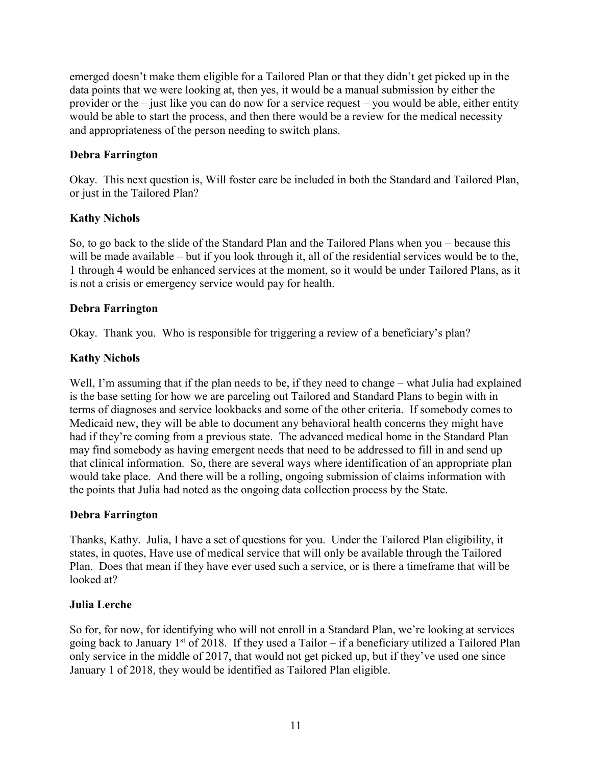emerged doesn't make them eligible for a Tailored Plan or that they didn't get picked up in the data points that we were looking at, then yes, it would be a manual submission by either the provider or the – just like you can do now for a service request – you would be able, either entity would be able to start the process, and then there would be a review for the medical necessity and appropriateness of the person needing to switch plans.

**Debra Farrington**

Okay. This next question is, Will foster care be included in both the Standard and Tailored Plan, or just in the Tailored Plan?

**Kathy Nichols**

So, to go back to the slide of the Standard Plan and the Tailored Plans when you – because this will be made available – but if you look through it, all of the residential services would be to the, 1 through 4 would be enhanced services at the moment, so it would be under Tailored Plans, as it is not a crisis or emergency service would pay for health.

**Debra Farrington**

Okay. Thank you. Who is responsible for triggering a review of a beneficiary's plan?

**Kathy Nichols**

Well, I'm assuming that if the plan needs to be, if they need to change – what Julia had explained is the base setting for how we are parceling out Tailored and Standard Plans to begin with in terms of diagnoses and service lookbacks and some of the other criteria. If somebody comes to Medicaid new, they will be able to document any behavioral health concerns they might have had if they're coming from a previous state. The advanced medical home in the Standard Plan may find somebody as having emergent needs that need to be addressed to fill in and send up that clinical information. So, there are several ways where identification of an appropriate plan would take place. And there will be a rolling, ongoing submission of claims information with the points that Julia had noted as the ongoing data collection process by the State.

**Debra Farrington**

Thanks, Kathy. Julia, I have a set of questions for you. Under the Tailored Plan eligibility, it states, in quotes, Have use of medical service that will only be available through the Tailored Plan. Does that mean if they have ever used such a service, or is there a timeframe that will be looked at?

**Julia Lerche**

So for, for now, for identifying who will not enroll in a Standard Plan, we're looking at services going back to January 1st of 2018. If they used a Tailor – if a beneficiary utilized a Tailored Plan only service in the middle of 2017, that would not get picked up, but if they've used one since January 1 of 2018, they would be identified as Tailored Plan eligible.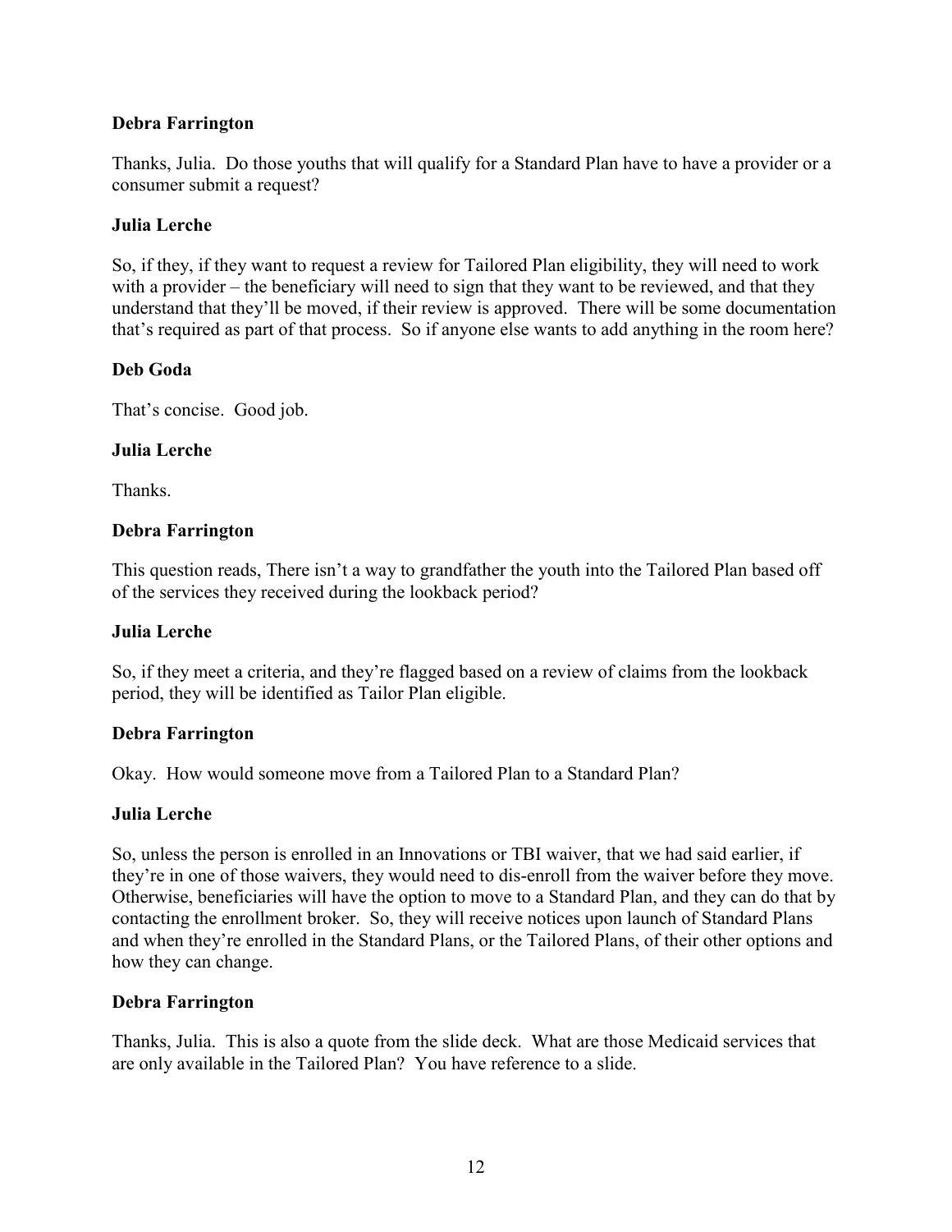**Debra Farrington**

Thanks, Julia. Do those youths that will qualify for a Standard Plan have to have a provider or a consumer submit a request?

**Julia Lerche**

So, if they, if they want to request a review for Tailored Plan eligibility, they will need to work with a provider – the beneficiary will need to sign that they want to be reviewed, and that they understand that they'll be moved, if their review is approved. There will be some documentation that's required as part of that process. So if anyone else wants to add anything in the room here?

**Deb Goda**

That's concise. Good job.

**Julia Lerche**

Thanks.

**Debra Farrington**

This question reads, There isn't a way to grandfather the youth into the Tailored Plan based off of the services they received during the lookback period?

**Julia Lerche**

So, if they meet a criteria, and they're flagged based on a review of claims from the lookback period, they will be identified as Tailor Plan eligible.

**Debra Farrington**

Okay. How would someone move from a Tailored Plan to a Standard Plan?

**Julia Lerche**

So, unless the person is enrolled in an Innovations or TBI waiver, that we had said earlier, if they're in one of those waivers, they would need to dis-enroll from the waiver before they move. Otherwise, beneficiaries will have the option to move to a Standard Plan, and they can do that by contacting the enrollment broker. So, they will receive notices upon launch of Standard Plans and when they're enrolled in the Standard Plans, or the Tailored Plans, of their other options and how they can change.

**Debra Farrington**

Thanks, Julia. This is also a quote from the slide deck. What are those Medicaid services that are only available in the Tailored Plan? You have reference to a slide.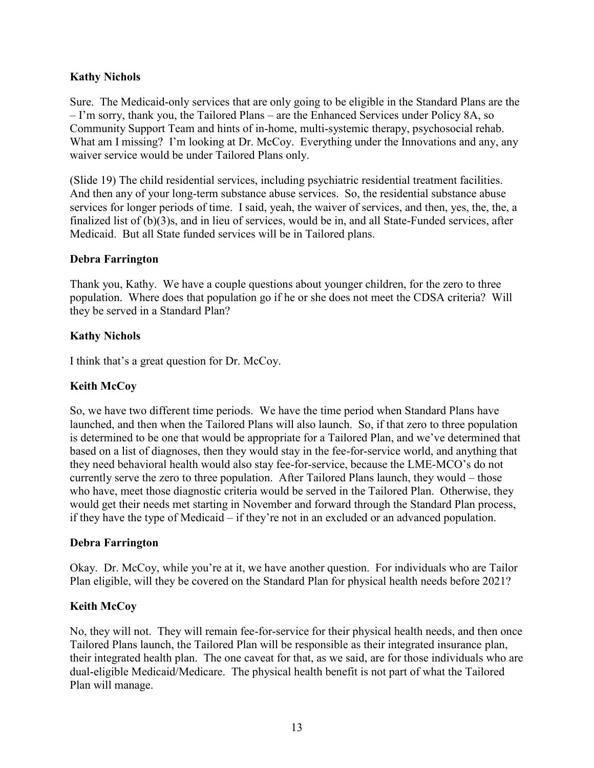**Kathy Nichols**

Sure. The Medicaid-only services that are only going to be eligible in the Standard Plans are the – I'm sorry, thank you, the Tailored Plans – are the Enhanced Services under Policy 8A, so Community Support Team and hints of in-home, multi-systemic therapy, psychosocial rehab. What am I missing? I'm looking at Dr. McCoy. Everything under the Innovations and any, any waiver service would be under Tailored Plans only.

(Slide 19) The child residential services, including psychiatric residential treatment facilities. And then any of your long-term substance abuse services. So, the residential substance abuse services for longer periods of time. I said, yeah, the waiver of services, and then, yes, the, the, a finalized list of (b)(3)s, and in lieu of services, would be in, and all State-Funded services, after Medicaid. But all State funded services will be in Tailored plans.

**Debra Farrington**

Thank you, Kathy. We have a couple questions about younger children, for the zero to three population. Where does that population go if he or she does not meet the CDSA criteria? Will they be served in a Standard Plan?

**Kathy Nichols**

I think that's a great question for Dr. McCoy.

**Keith McCoy**

So, we have two different time periods. We have the time period when Standard Plans have launched, and then when the Tailored Plans will also launch. So, if that zero to three population is determined to be one that would be appropriate for a Tailored Plan, and we've determined that based on a list of diagnoses, then they would stay in the fee-for-service world, and anything that they need behavioral health would also stay fee-for-service, because the LME-MCO's do not currently serve the zero to three population. After Tailored Plans launch, they would – those who have, meet those diagnostic criteria would be served in the Tailored Plan. Otherwise, they would get their needs met starting in November and forward through the Standard Plan process, if they have the type of Medicaid – if they're not in an excluded or an advanced population.

**Debra Farrington**

Okay. Dr. McCoy, while you're at it, we have another question. For individuals who are Tailor Plan eligible, will they be covered on the Standard Plan for physical health needs before 2021?

**Keith McCoy**

No, they will not. They will remain fee-for-service for their physical health needs, and then once Tailored Plans launch, the Tailored Plan will be responsible as their integrated insurance plan, their integrated health plan. The one caveat for that, as we said, are for those individuals who are dual-eligible Medicaid/Medicare. The physical health benefit is not part of what the Tailored Plan will manage.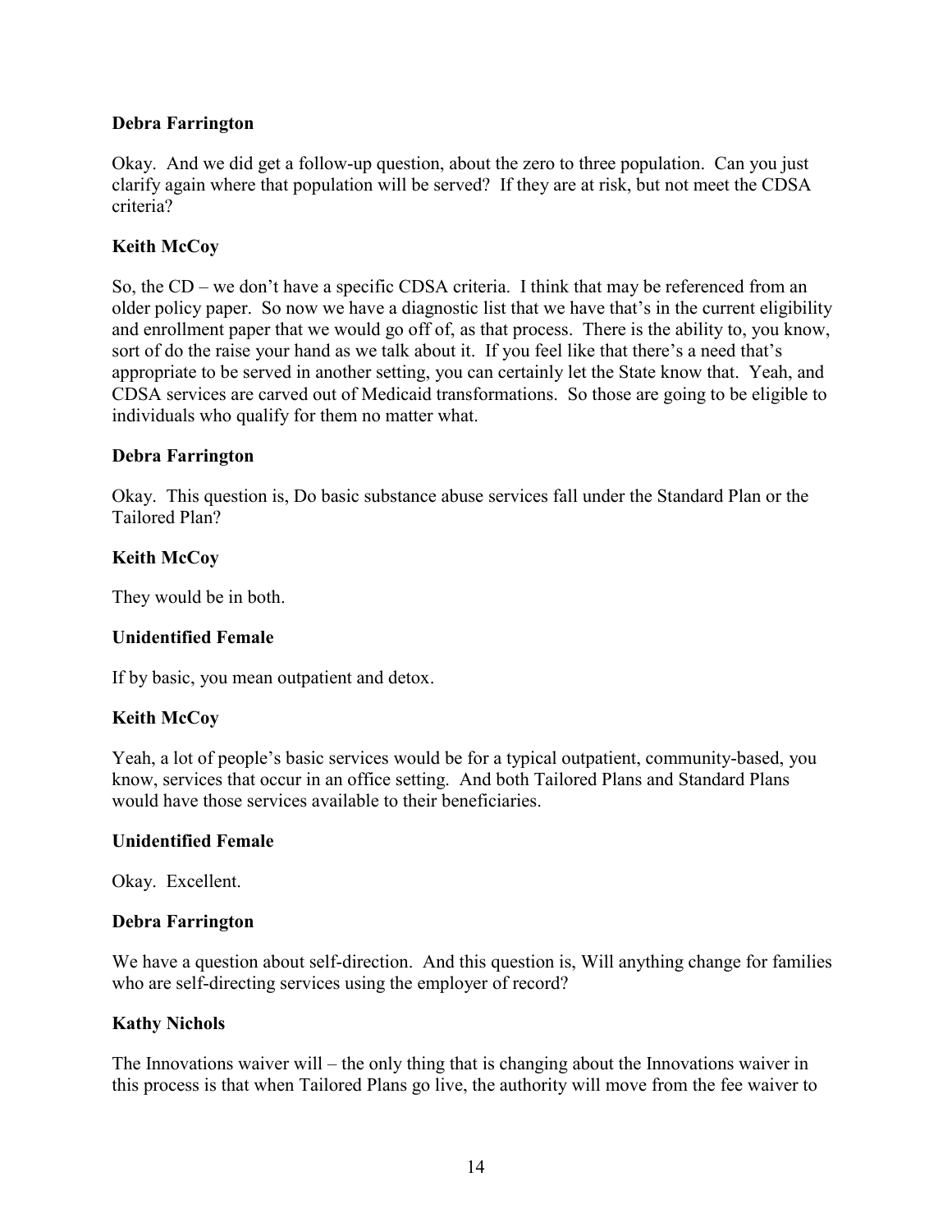**Debra Farrington**

Okay. And we did get a follow-up question, about the zero to three population. Can you just clarify again where that population will be served? If they are at risk, but not meet the CDSA criteria?

**Keith McCoy**

So, the CD – we don't have a specific CDSA criteria. I think that may be referenced from an older policy paper. So now we have a diagnostic list that we have that's in the current eligibility and enrollment paper that we would go off of, as that process. There is the ability to, you know, sort of do the raise your hand as we talk about it. If you feel like that there's a need that's appropriate to be served in another setting, you can certainly let the State know that. Yeah, and CDSA services are carved out of Medicaid transformations. So those are going to be eligible to individuals who qualify for them no matter what.

**Debra Farrington**

Okay. This question is, Do basic substance abuse services fall under the Standard Plan or the Tailored Plan?

**Keith McCoy**

They would be in both.

**Unidentified Female**

If by basic, you mean outpatient and detox.

**Keith McCoy**

Yeah, a lot of people's basic services would be for a typical outpatient, community-based, you know, services that occur in an office setting. And both Tailored Plans and Standard Plans would have those services available to their beneficiaries.

**Unidentified Female**

Okay. Excellent.

**Debra Farrington**

We have a question about self-direction. And this question is, Will anything change for families who are self-directing services using the employer of record?

**Kathy Nichols**

The Innovations waiver will – the only thing that is changing about the Innovations waiver in this process is that when Tailored Plans go live, the authority will move from the fee waiver to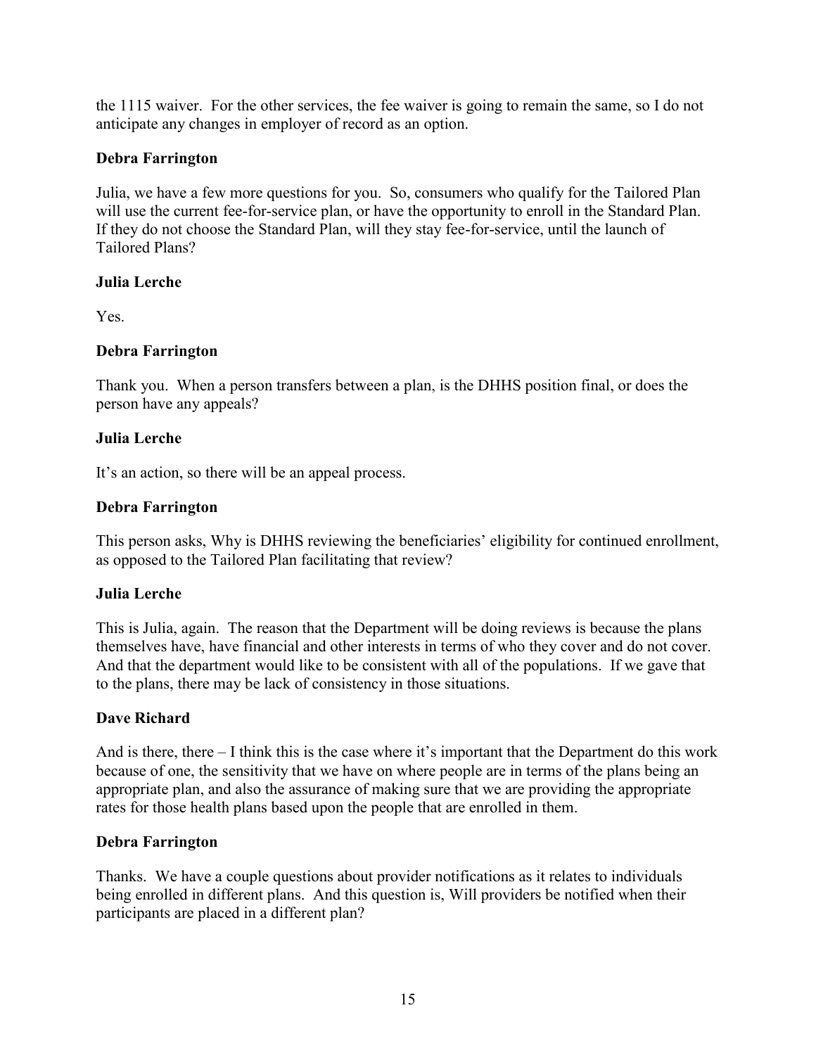the 1115 waiver. For the other services, the fee waiver is going to remain the same, so I do not anticipate any changes in employer of record as an option.

**Debra Farrington**

Julia, we have a few more questions for you. So, consumers who qualify for the Tailored Plan will use the current fee-for-service plan, or have the opportunity to enroll in the Standard Plan. If they do not choose the Standard Plan, will they stay fee-for-service, until the launch of Tailored Plans?

**Julia Lerche**

Yes.

**Debra Farrington**

Thank you. When a person transfers between a plan, is the DHHS position final, or does the person have any appeals?

**Julia Lerche**

It's an action, so there will be an appeal process.

**Debra Farrington**

This person asks, Why is DHHS reviewing the beneficiaries' eligibility for continued enrollment, as opposed to the Tailored Plan facilitating that review?

**Julia Lerche**

This is Julia, again. The reason that the Department will be doing reviews is because the plans themselves have, have financial and other interests in terms of who they cover and do not cover. And that the department would like to be consistent with all of the populations. If we gave that to the plans, there may be lack of consistency in those situations.

**Dave Richard**

And is there, there – I think this is the case where it's important that the Department do this work because of one, the sensitivity that we have on where people are in terms of the plans being an appropriate plan, and also the assurance of making sure that we are providing the appropriate rates for those health plans based upon the people that are enrolled in them.

**Debra Farrington**

Thanks. We have a couple questions about provider notifications as it relates to individuals being enrolled in different plans. And this question is, Will providers be notified when their participants are placed in a different plan?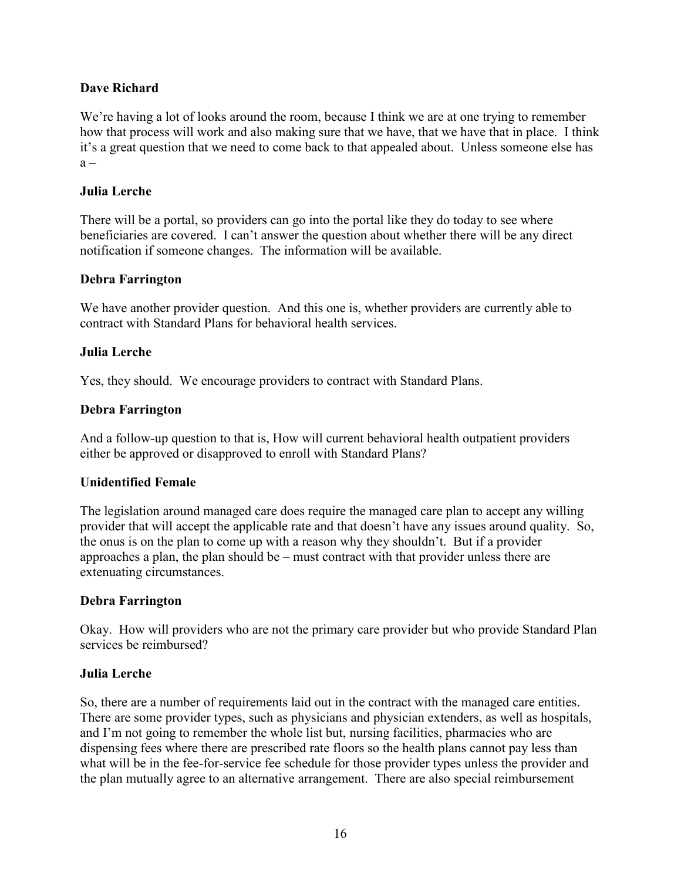**Dave Richard**

We're having a lot of looks around the room, because I think we are at one trying to remember how that process will work and also making sure that we have, that we have that in place. I think it's a great question that we need to come back to that appealed about. Unless someone else has a –

**Julia Lerche**

There will be a portal, so providers can go into the portal like they do today to see where beneficiaries are covered. I can't answer the question about whether there will be any direct notification if someone changes. The information will be available.

**Debra Farrington**

We have another provider question. And this one is, whether providers are currently able to contract with Standard Plans for behavioral health services.

**Julia Lerche**

Yes, they should. We encourage providers to contract with Standard Plans.

**Debra Farrington**

And a follow-up question to that is, How will current behavioral health outpatient providers either be approved or disapproved to enroll with Standard Plans?

**Unidentified Female**

The legislation around managed care does require the managed care plan to accept any willing provider that will accept the applicable rate and that doesn't have any issues around quality. So, the onus is on the plan to come up with a reason why they shouldn't. But if a provider approaches a plan, the plan should be – must contract with that provider unless there are extenuating circumstances.

**Debra Farrington**

Okay. How will providers who are not the primary care provider but who provide Standard Plan services be reimbursed?

**Julia Lerche**

So, there are a number of requirements laid out in the contract with the managed care entities. There are some provider types, such as physicians and physician extenders, as well as hospitals, and I'm not going to remember the whole list but, nursing facilities, pharmacies who are dispensing fees where there are prescribed rate floors so the health plans cannot pay less than what will be in the fee-for-service fee schedule for those provider types unless the provider and the plan mutually agree to an alternative arrangement. There are also special reimbursement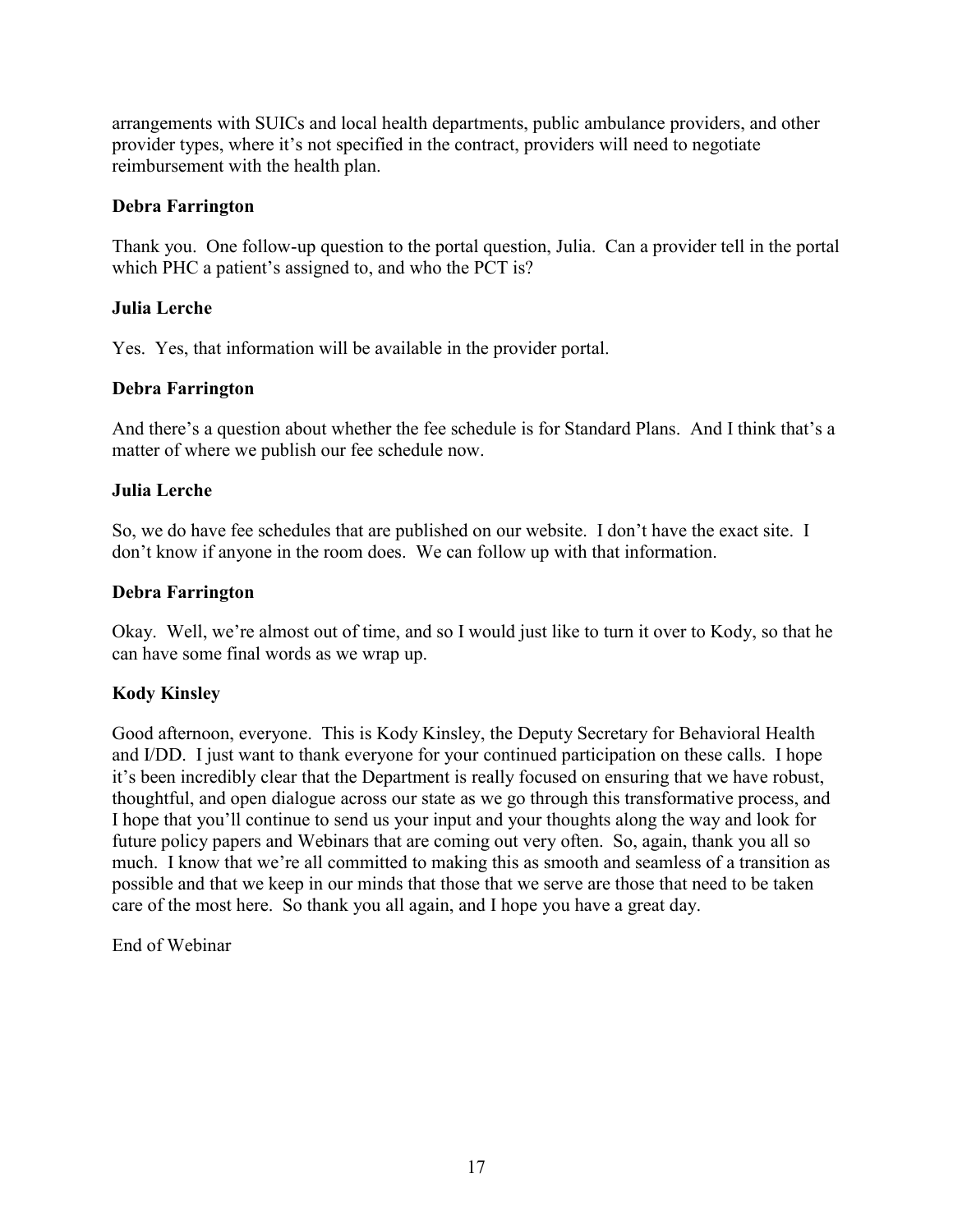arrangements with SUICs and local health departments, public ambulance providers, and other provider types, where it's not specified in the contract, providers will need to negotiate reimbursement with the health plan.

**Debra Farrington**

Thank you. One follow-up question to the portal question, Julia. Can a provider tell in the portal which PHC a patient's assigned to, and who the PCT is?

**Julia Lerche**

Yes. Yes, that information will be available in the provider portal.

**Debra Farrington**

And there's a question about whether the fee schedule is for Standard Plans. And I think that's a matter of where we publish our fee schedule now.

**Julia Lerche**

So, we do have fee schedules that are published on our website. I don't have the exact site. I don't know if anyone in the room does. We can follow up with that information.

**Debra Farrington**

Okay. Well, we're almost out of time, and so I would just like to turn it over to Kody, so that he can have some final words as we wrap up.

**Kody Kinsley**

Good afternoon, everyone. This is Kody Kinsley, the Deputy Secretary for Behavioral Health and I/DD. I just want to thank everyone for your continued participation on these calls. I hope it's been incredibly clear that the Department is really focused on ensuring that we have robust, thoughtful, and open dialogue across our state as we go through this transformative process, and I hope that you'll continue to send us your input and your thoughts along the way and look for future policy papers and Webinars that are coming out very often. So, again, thank you all so much. I know that we're all committed to making this as smooth and seamless of a transition as possible and that we keep in our minds that those that we serve are those that need to be taken care of the most here. So thank you all again, and I hope you have a great day.

End of Webinar